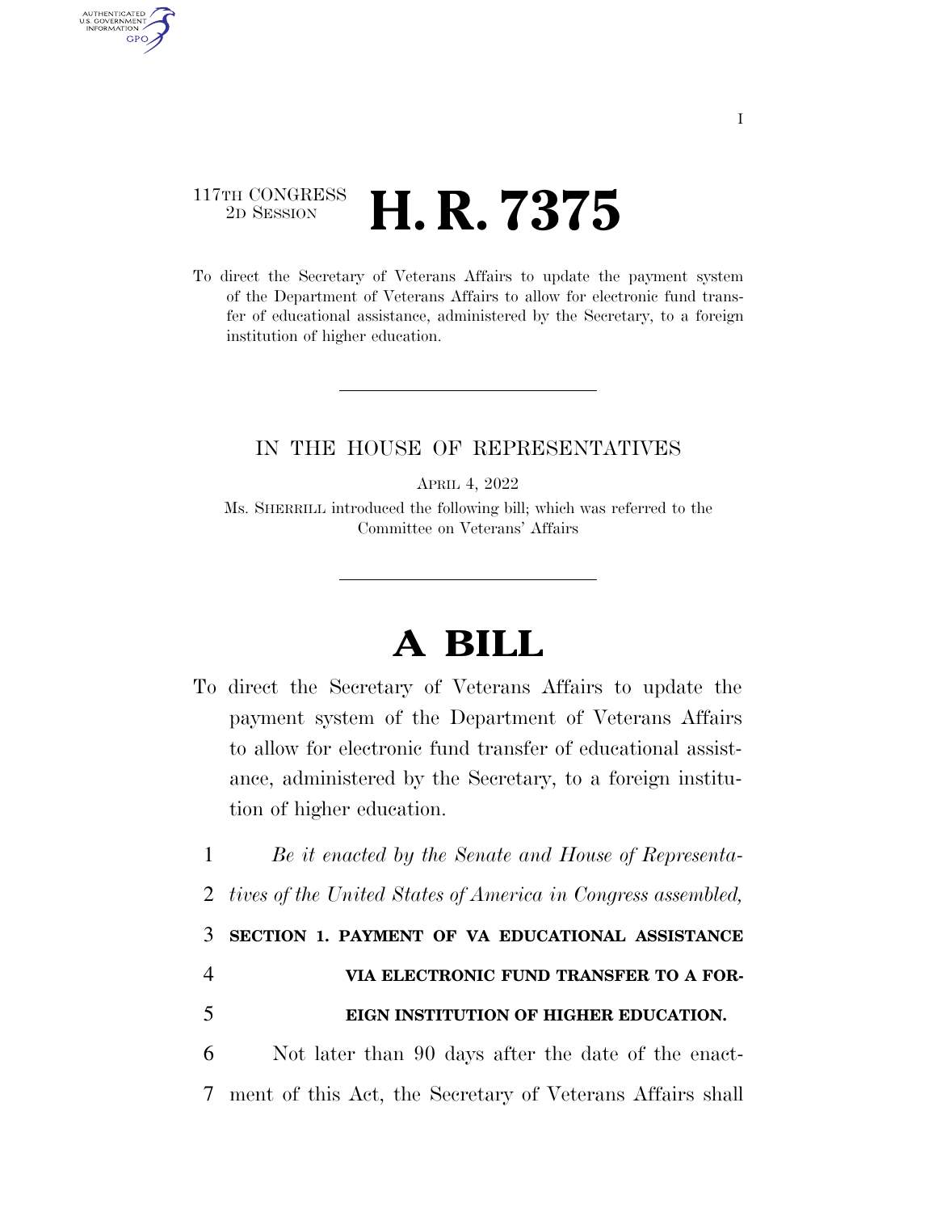117TH CONGRESS
2D SESSION

# H. R. 7375

To direct the Secretary of Veterans Affairs to update the payment system of the Department of Veterans Affairs to allow for electronic fund transfer of educational assistance, administered by the Secretary, to a foreign institution of higher education.

IN THE HOUSE OF REPRESENTATIVES

APRIL 4, 2022

Ms. SHERRILL introduced the following bill; which was referred to the Committee on Veterans' Affairs

# A BILL

To direct the Secretary of Veterans Affairs to update the payment system of the Department of Veterans Affairs to allow for electronic fund transfer of educational assistance, administered by the Secretary, to a foreign institution of higher education.

1 *Be it enacted by the Senate and House of Representa-*
2 *tives of the United States of America in Congress assembled,*

3 **SECTION 1. PAYMENT OF VA EDUCATIONAL ASSISTANCE**
4 **VIA ELECTRONIC FUND TRANSFER TO A FOR-**
5 **EIGN INSTITUTION OF HIGHER EDUCATION.**

6 Not later than 90 days after the date of the enact-
7 ment of this Act, the Secretary of Veterans Affairs shall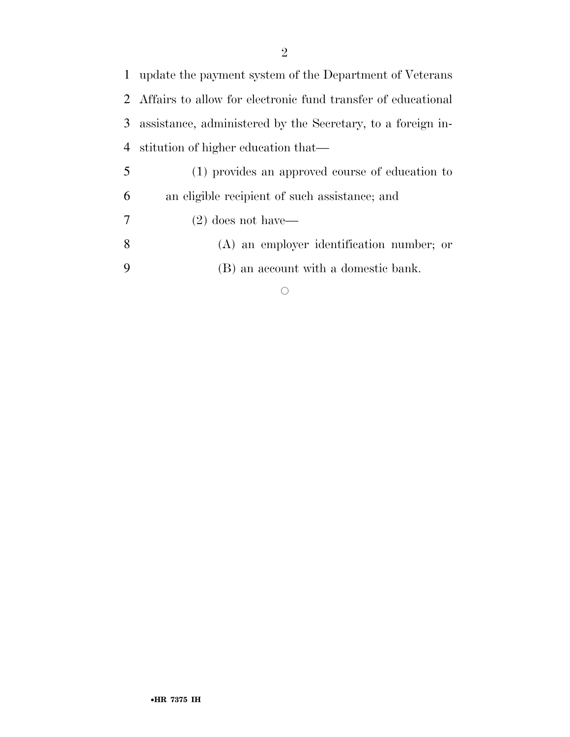update the payment system of the Department of Veterans Affairs to allow for electronic fund transfer of educational assistance, administered by the Secretary, to a foreign institution of higher education that—

(1) provides an approved course of education to an eligible recipient of such assistance; and

(2) does not have—

(A) an employer identification number; or

(B) an account with a domestic bank.

○